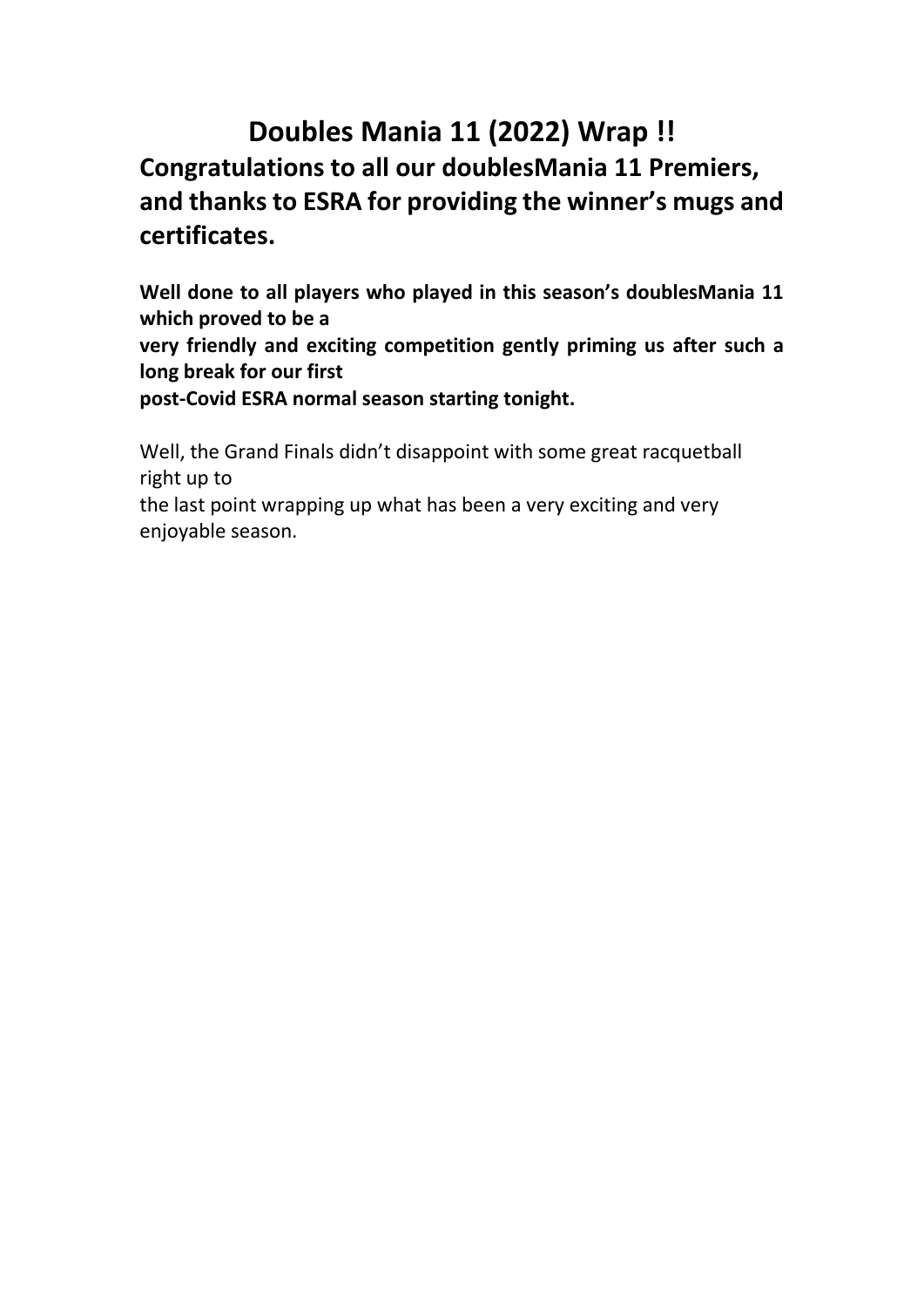# Doubles Mania 11 (2022) Wrap !!

## Congratulations to all our doublesMania 11 Premiers, and thanks to ESRA for providing the winner's mugs and certificates.

**Well done to all players who played in this season's doublesMania 11 which proved to be a very friendly and exciting competition gently priming us after such a long break for our first post-Covid ESRA normal season starting tonight.**

Well, the Grand Finals didn't disappoint with some great racquetball right up to the last point wrapping up what has been a very exciting and very enjoyable season.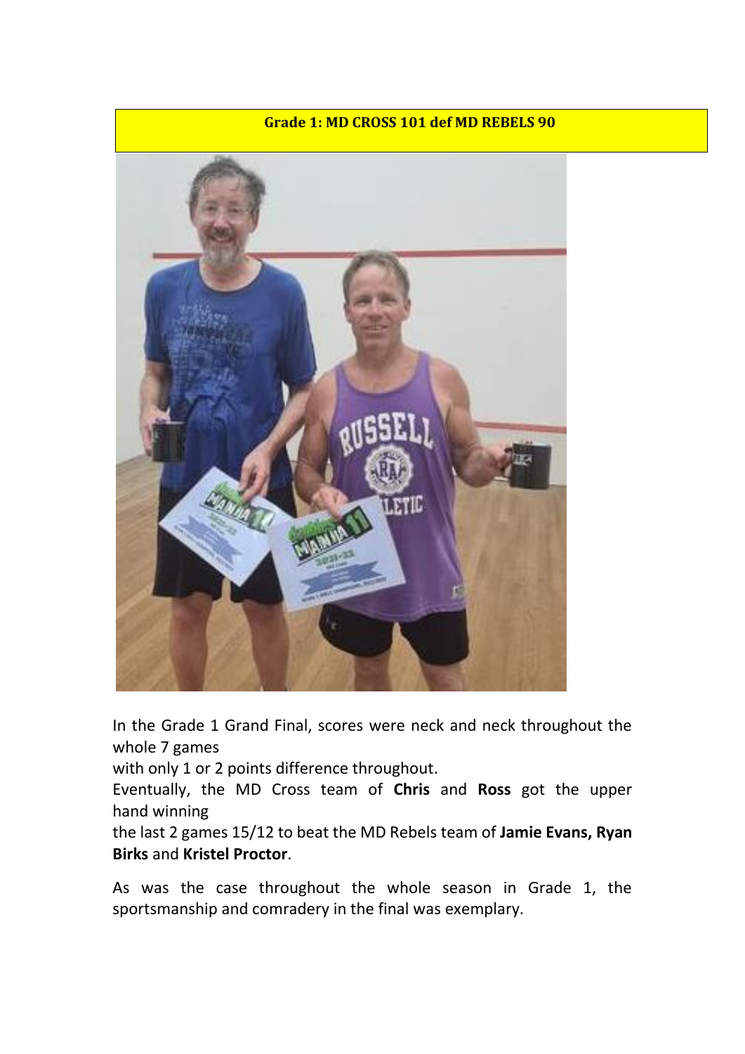**Grade 1: MD CROSS 101 def MD REBELS 90**

In the Grade 1 Grand Final, scores were neck and neck throughout the whole 7 games
with only 1 or 2 points difference throughout.
Eventually, the MD Cross team of **Chris** and **Ross** got the upper hand winning
the last 2 games 15/12 to beat the MD Rebels team of **Jamie Evans, Ryan Birks** and **Kristel Proctor**.

As was the case throughout the whole season in Grade 1, the sportsmanship and comradery in the final was exemplary.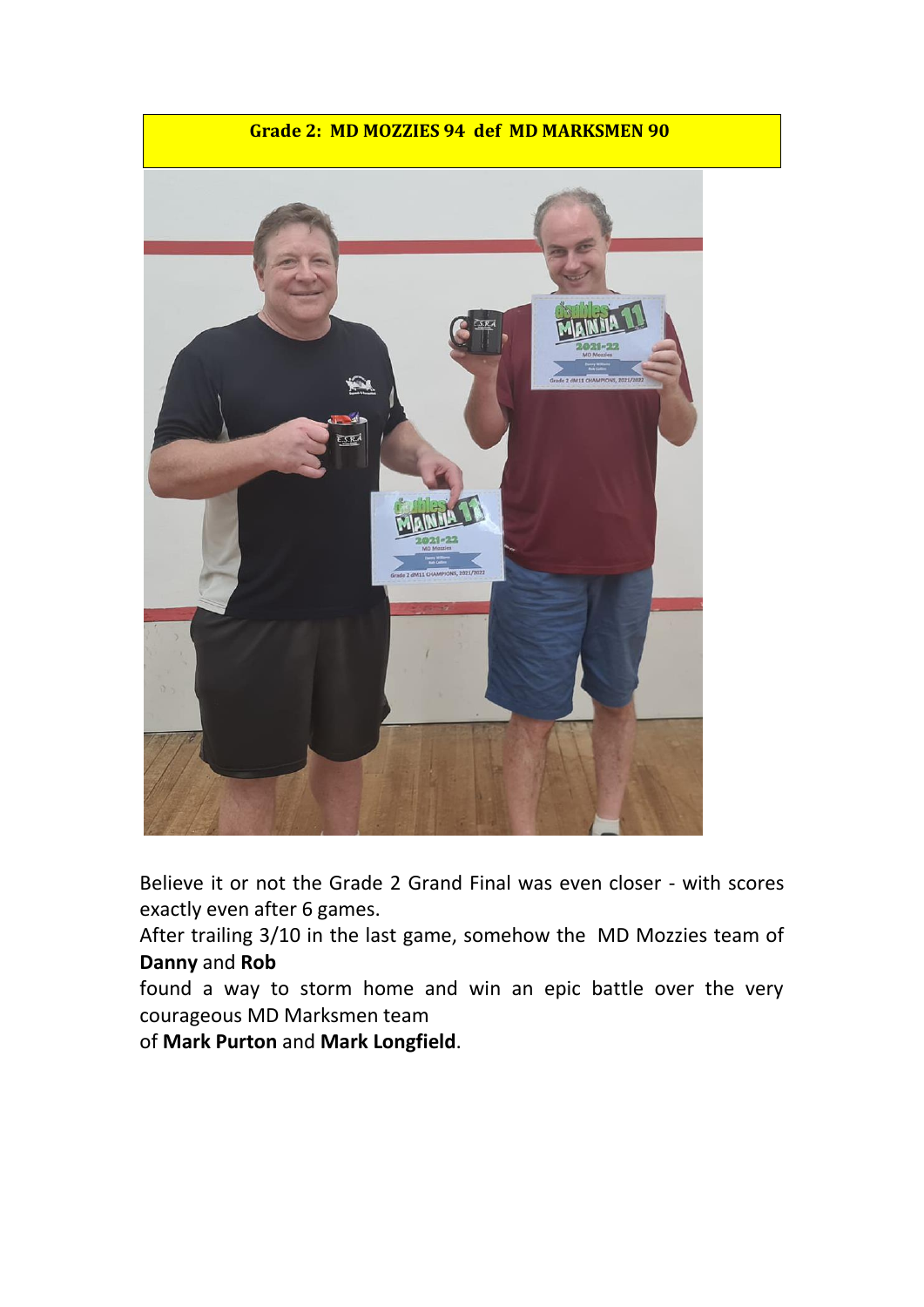**Grade 2: MD MOZZIES 94 def MD MARKSMEN 90**

Believe it or not the Grade 2 Grand Final was even closer - with scores exactly even after 6 games.

After trailing 3/10 in the last game, somehow the MD Mozzies team of **Danny** and **Rob** found a way to storm home and win an epic battle over the very courageous MD Marksmen team of **Mark Purton** and **Mark Longfield**.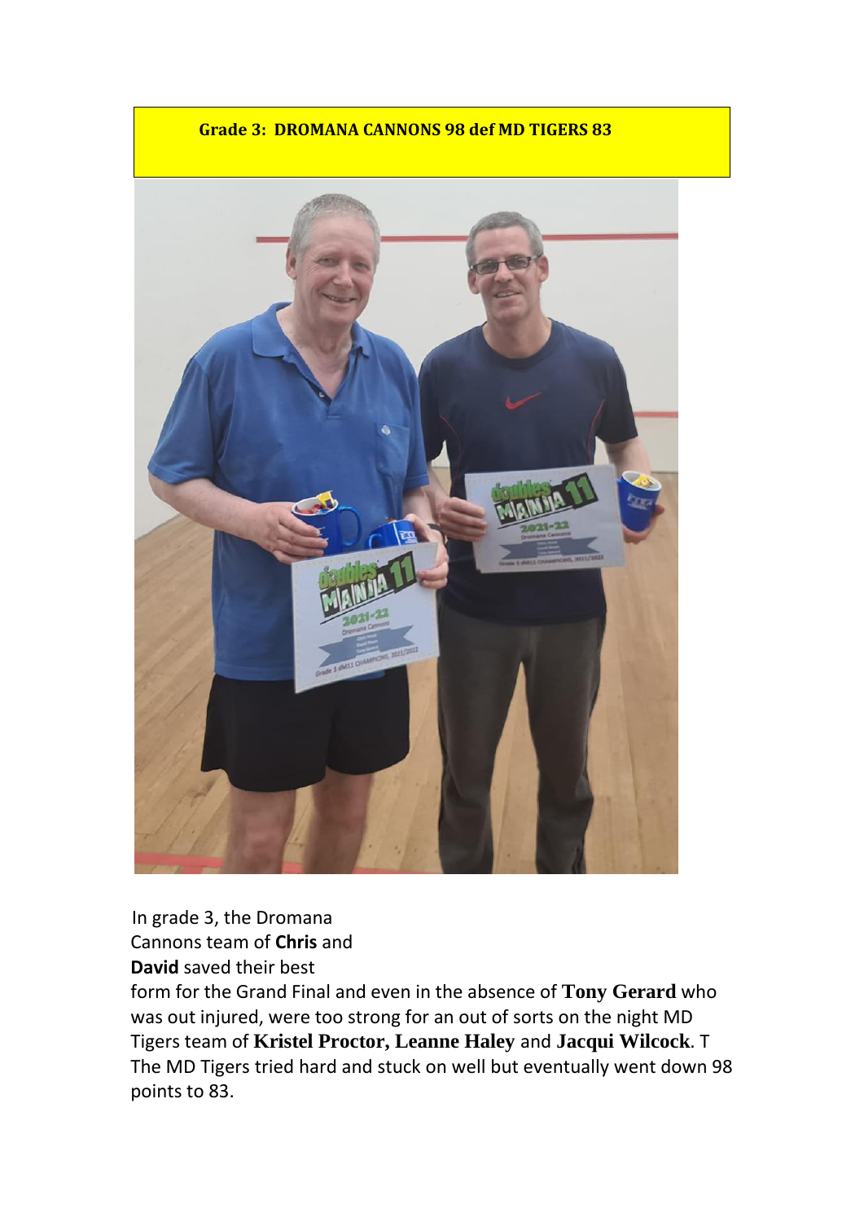**Grade 3: DROMANA CANNONS 98 def MD TIGERS 83**

In grade 3, the Dromana Cannons team of **Chris** and **David** saved their best form for the Grand Final and even in the absence of **Tony Gerard** who was out injured, were too strong for an out of sorts on the night MD Tigers team of **Kristel Proctor, Leanne Haley** and **Jacqui Wilcock**. T The MD Tigers tried hard and stuck on well but eventually went down 98 points to 83.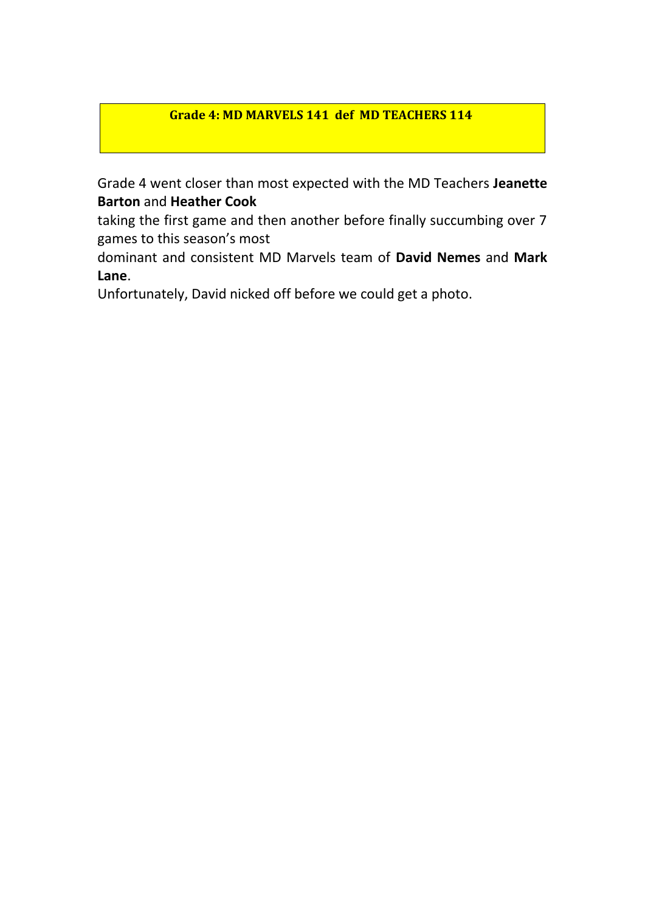**Grade 4: MD MARVELS 141 def MD TEACHERS 114**

Grade 4 went closer than most expected with the MD Teachers **Jeanette Barton** and **Heather Cook** taking the first game and then another before finally succumbing over 7 games to this season's most dominant and consistent MD Marvels team of **David Nemes** and **Mark Lane**.

Unfortunately, David nicked off before we could get a photo.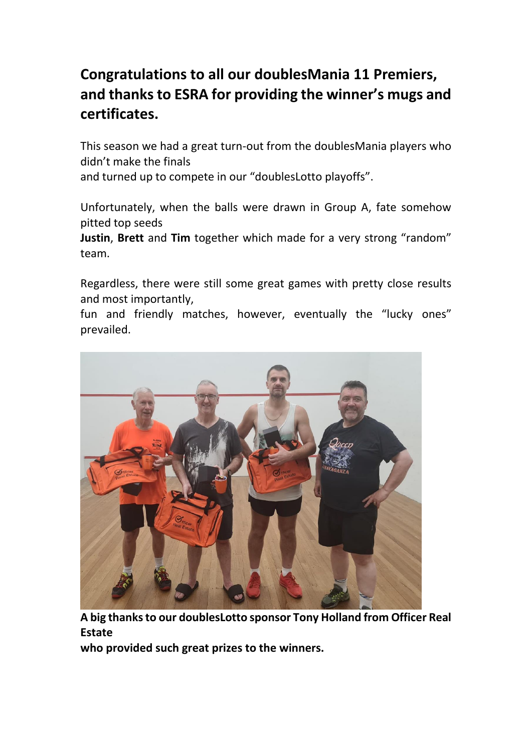**Congratulations to all our doublesMania 11 Premiers, and thanks to ESRA for providing the winner's mugs and certificates.**

This season we had a great turn-out from the doublesMania players who didn't make the finals
and turned up to compete in our "doublesLotto playoffs".

Unfortunately, when the balls were drawn in Group A, fate somehow pitted top seeds
**Justin**, **Brett** and **Tim** together which made for a very strong "random" team.

Regardless, there were still some great games with pretty close results and most importantly,
fun and friendly matches, however, eventually the "lucky ones" prevailed.

**A big thanks to our doublesLotto sponsor Tony Holland from Officer Real Estate**
**who provided such great prizes to the winners.**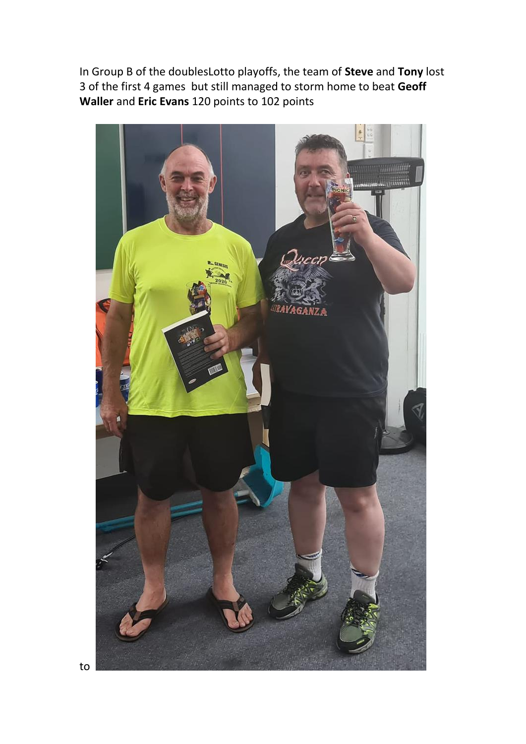In Group B of the doublesLotto playoffs, the team of **Steve** and **Tony** lost 3 of the first 4 games but still managed to storm home to beat **Geoff Waller** and **Eric Evans** 120 points to 102 points

to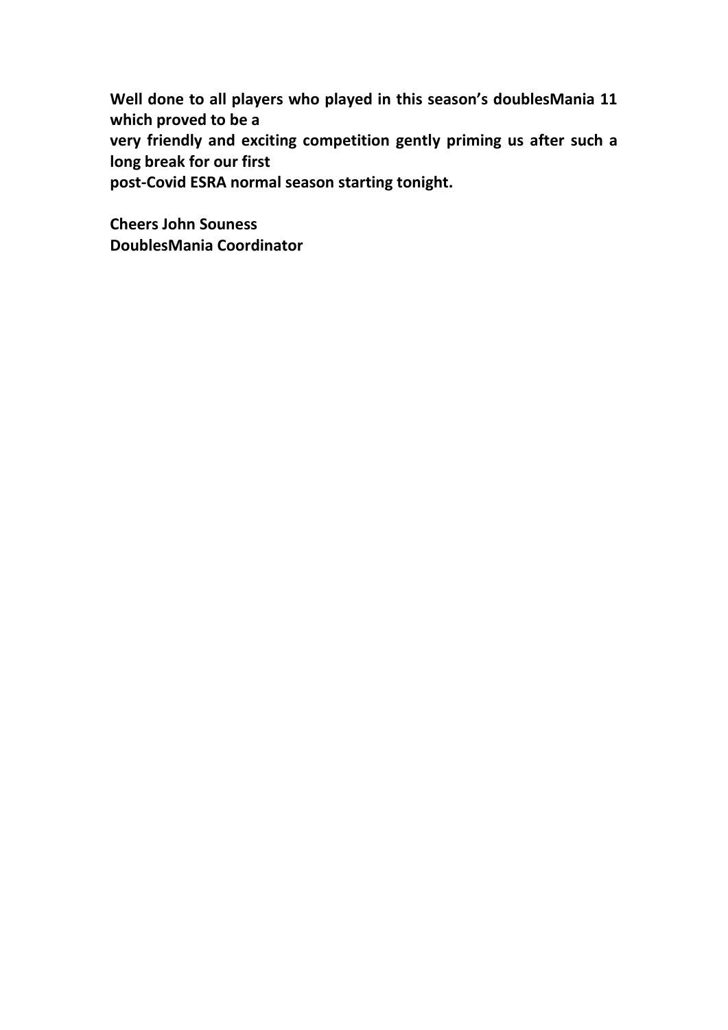**Well done to all players who played in this season's doublesMania 11 which proved to be a very friendly and exciting competition gently priming us after such a long break for our first post-Covid ESRA normal season starting tonight.**

**Cheers John Souness**
**DoublesMania Coordinator**